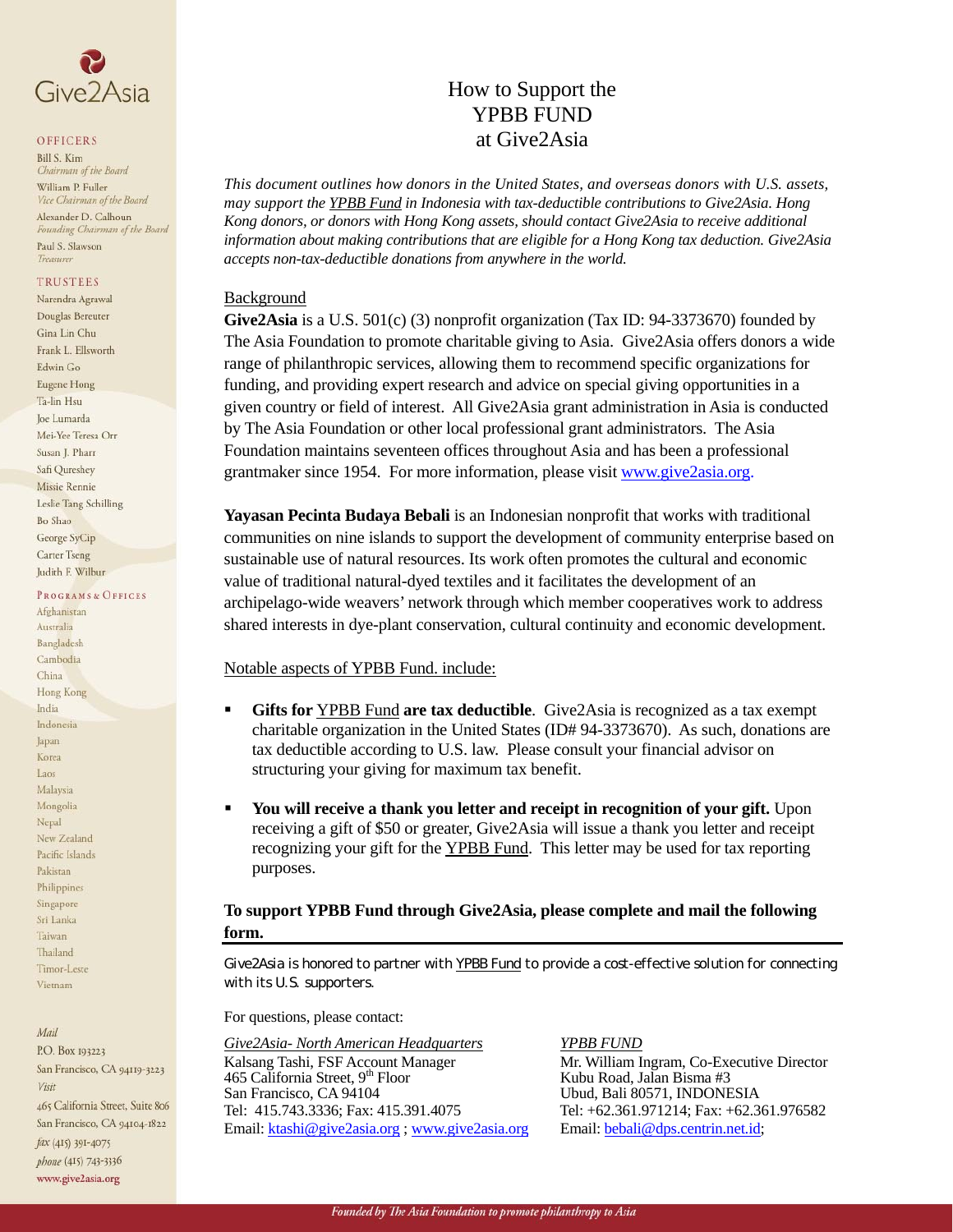# How to Support the YPBB FUND at Give2Asia

*This document outlines how donors in the United States, and overseas donors with U.S. assets, may support the YPBB Fund in Indonesia with tax-deductible contributions to Give2Asia. Hong Kong donors, or donors with Hong Kong assets, should contact Give2Asia to receive additional information about making contributions that are eligible for a Hong Kong tax deduction. Give2Asia accepts non-tax-deductible donations from anywhere in the world.*

## Background

**Give2Asia** is a U.S. 501(c) (3) nonprofit organization (Tax ID: 94-3373670) founded by The Asia Foundation to promote charitable giving to Asia. Give2Asia offers donors a wide range of philanthropic services, allowing them to recommend specific organizations for funding, and providing expert research and advice on special giving opportunities in a given country or field of interest. All Give2Asia grant administration in Asia is conducted by The Asia Foundation or other local professional grant administrators. The Asia Foundation maintains seventeen offices throughout Asia and has been a professional grantmaker since 1954. For more information, please visit www.give2asia.org.

**Yayasan Pecinta Budaya Bebali** is an Indonesian nonprofit that works with traditional communities on nine islands to support the development of community enterprise based on sustainable use of natural resources. Its work often promotes the cultural and economic value of traditional natural-dyed textiles and it facilitates the development of an archipelago-wide weavers' network through which member cooperatives work to address shared interests in dye-plant conservation, cultural continuity and economic development.

## Notable aspects of YPBB Fund. include:

- **Gifts for YPBB Fund are tax deductible**. Give2Asia is recognized as a tax exempt charitable organization in the United States (ID# 94-3373670). As such, donations are tax deductible according to U.S. law. Please consult your financial advisor on structuring your giving for maximum tax benefit.
- **You will receive a thank you letter and receipt in recognition of your gift.** Upon receiving a gift of $50 or greater, Give2Asia will issue a thank you letter and receipt recognizing your gift for the YPBB Fund. This letter may be used for tax reporting purposes.

**To support YPBB Fund through Give2Asia, please complete and mail the following form.**

---

Give2Asia is honored to partner with YPBB Fund to provide a cost-effective solution for connecting with its U.S. supporters.

For questions, please contact:

*Give2Asia- North American Headquarters*
Kalsang Tashi, FSF Account Manager
465 California Street, 9th Floor
San Francisco, CA 94104
Tel: 415.743.3336; Fax: 415.391.4075
Email: ktashi@give2asia.org ; www.give2asia.org

*YPBB FUND*
Mr. William Ingram, Co-Executive Director
Kubu Road, Jalan Bisma #3
Ubud, Bali 80571, INDONESIA
Tel: +62.361.971214; Fax: +62.361.976582
Email: bebali@dps.centrin.net.id;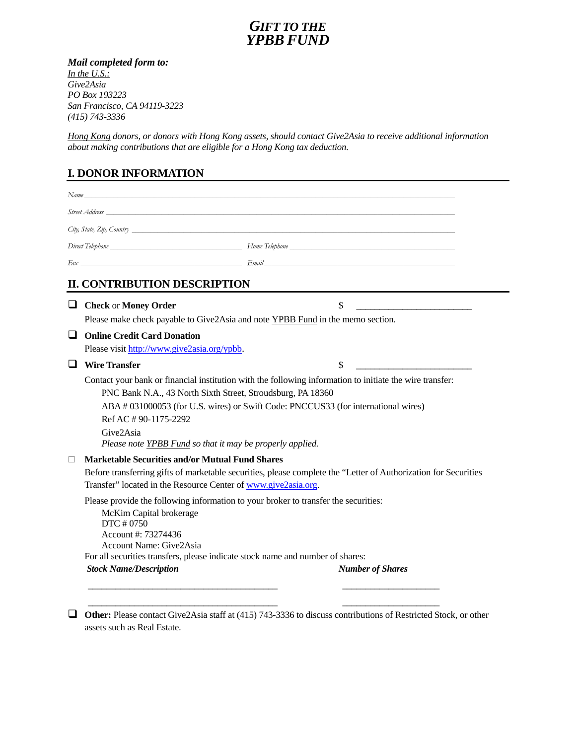# *GIFT TO THE YPBB FUND*

***Mail completed form to:***

*In the U.S.:*
*Give2Asia*
*PO Box 193223*
*San Francisco, CA 94119-3223*
*(415) 743-3336*

*Hong Kong donors, or donors with Hong Kong assets, should contact Give2Asia to receive additional information about making contributions that are eligible for a Hong Kong tax deduction.*

## I. DONOR INFORMATION

*Name* ______________________________________________________________________

*Street Address* ______________________________________________________________

*City, State, Zip, Country* _____________________________________________________

*Direct Telephone* ______________________________ *Home Telephone* ______________________________

*Fax* ______________________________ *Email* ______________________________

## II. CONTRIBUTION DESCRIPTION

❑ **Check** or **Money Order** $ ________________________

Please make check payable to Give2Asia and note YPBB Fund in the memo section.

❑ **Online Credit Card Donation**

Please visit http://www.give2asia.org/ypbb.

❑ **Wire Transfer** $ ________________________

Contact your bank or financial institution with the following information to initiate the wire transfer:

PNC Bank N.A., 43 North Sixth Street, Stroudsburg, PA 18360
ABA # 031000053 (for U.S. wires) or Swift Code: PNCCUS33 (for international wires)
Ref AC # 90-1175-2292
Give2Asia
*Please note YPBB Fund so that it may be properly applied.*

□ **Marketable Securities and/or Mutual Fund Shares**

Before transferring gifts of marketable securities, please complete the "Letter of Authorization for Securities Transfer" located in the Resource Center of www.give2asia.org.

Please provide the following information to your broker to transfer the securities:

McKim Capital brokerage
DTC # 0750
Account #: 73274436
Account Name: Give2Asia

For all securities transfers, please indicate stock name and number of shares:

| ***Stock Name/Description*** | ***Number of Shares*** |
|---|---|
| ________________________________________ | ____________________ |
| ________________________________________ | ____________________ |

❑ **Other:** Please contact Give2Asia staff at (415) 743-3336 to discuss contributions of Restricted Stock, or other assets such as Real Estate.